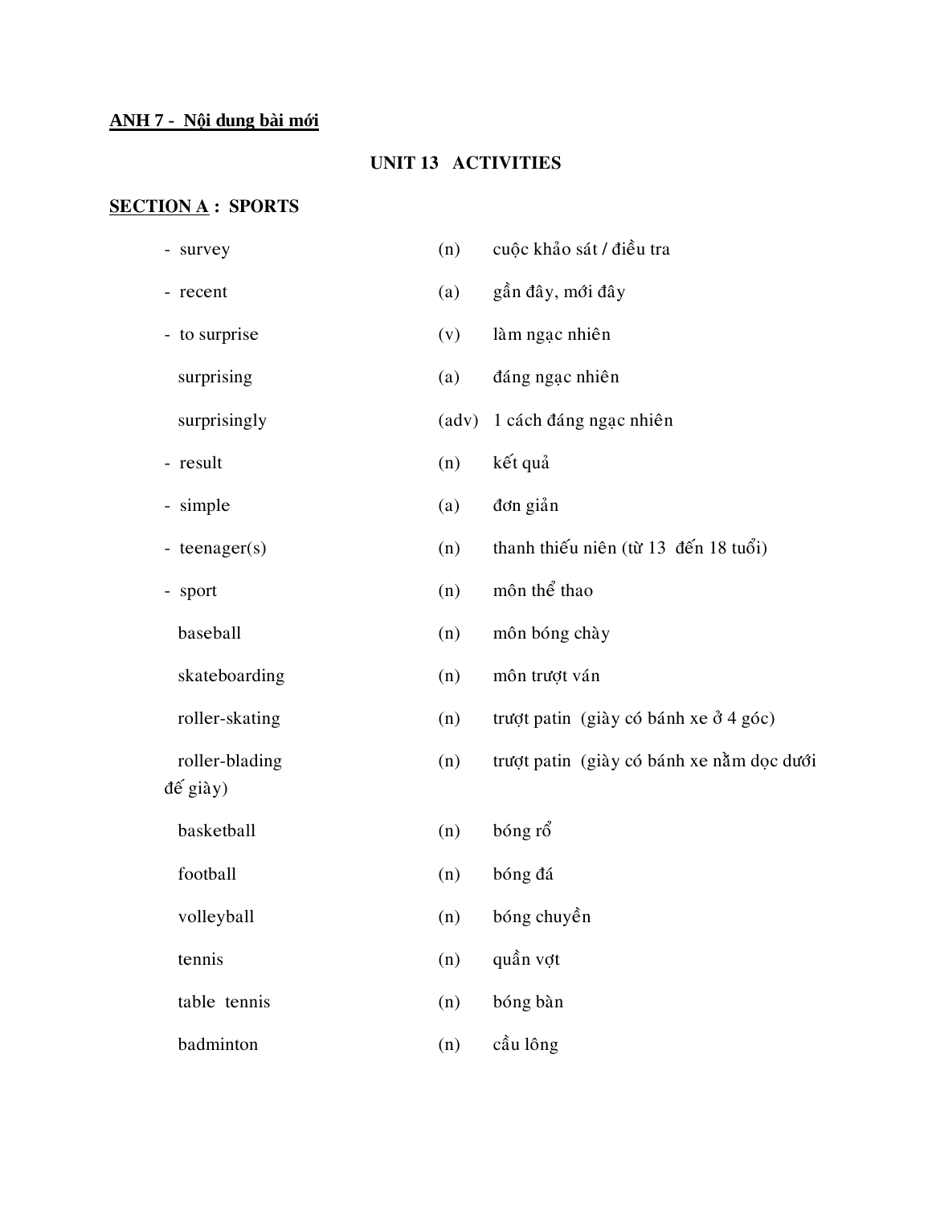**<u>ANH 7 - Nội dung bài mới</u>**

## UNIT 13 ACTIVITIES

### <u>SECTION A</u> : SPORTS

| | | |
|---|---|---|
| - survey | (n) | cuộc khảo sát / điều tra |
| - recent | (a) | gần đây, mới đây |
| - to surprise | (v) | làm ngạc nhiên |
| surprising | (a) | đáng ngạc nhiên |
| surprisingly | (adv) | 1 cách đáng ngạc nhiên |
| - result | (n) | kết quả |
| - simple | (a) | đơn giản |
| - teenager(s) | (n) | thanh thiếu niên (từ 13 đến 18 tuổi) |
| - sport | (n) | môn thể thao |
| baseball | (n) | môn bóng chày |
| skateboarding | (n) | môn trượt ván |
| roller-skating | (n) | trượt patin (giày có bánh xe ở 4 góc) |
| roller-blading | (n) | trượt patin (giày có bánh xe nằm dọc dưới đế giày) |
| basketball | (n) | bóng rổ |
| football | (n) | bóng đá |
| volleyball | (n) | bóng chuyền |
| tennis | (n) | quần vợt |
| table tennis | (n) | bóng bàn |
| badminton | (n) | cầu lông |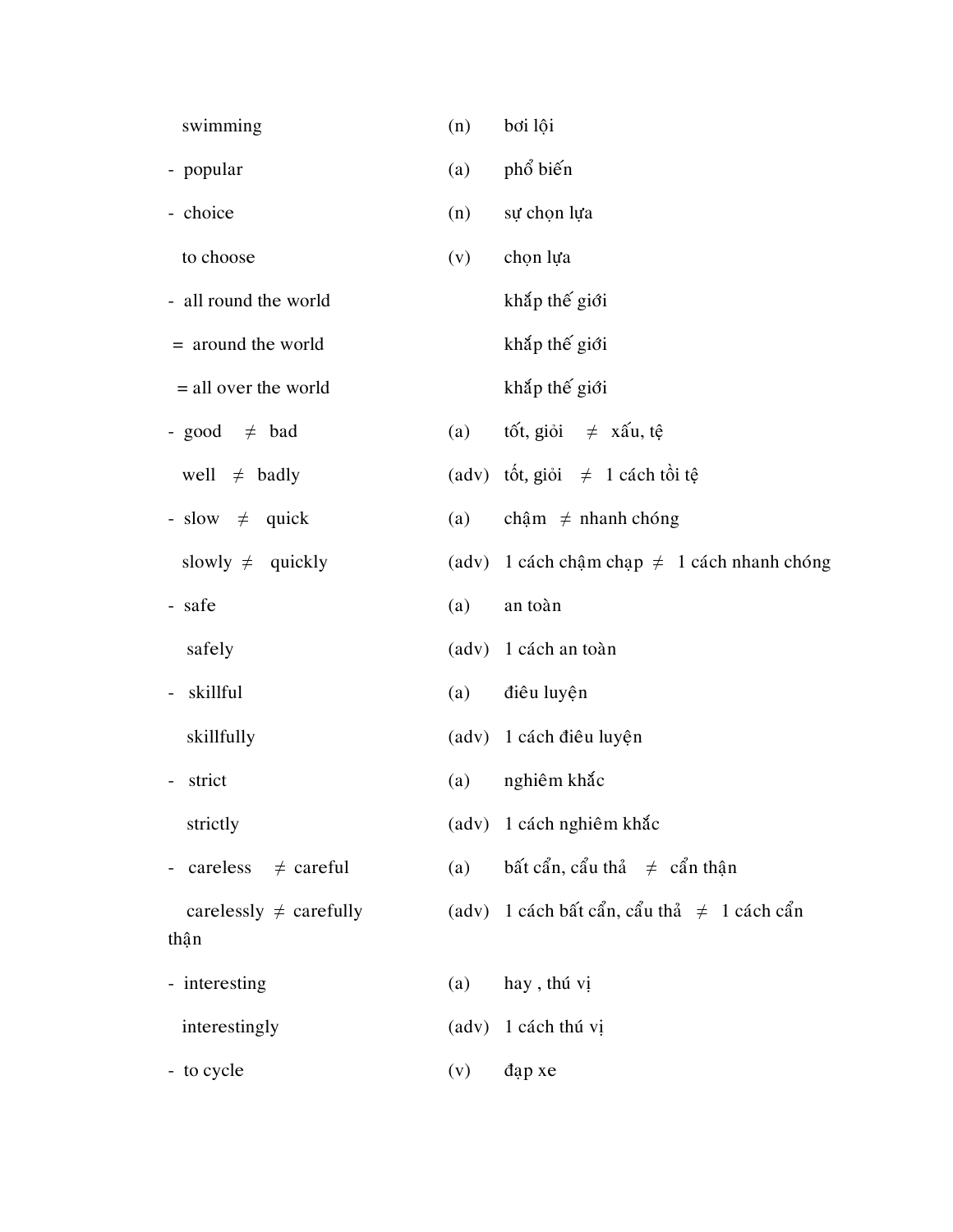| | | |
|---|---|---|
| swimming | (n) | bơi lội |
| - popular | (a) | phổ biến |
| - choice | (n) | sự chọn lựa |
| to choose | (v) | chọn lựa |
| - all round the world | | khắp thế giới |
| = around the world | | khắp thế giới |
| = all over the world | | khắp thế giới |
| - good ≠ bad | (a) | tốt, giỏi ≠ xấu, tệ |
| well ≠ badly | (adv) | tốt, giỏi ≠ 1 cách tồi tệ |
| - slow ≠ quick | (a) | chậm ≠ nhanh chóng |
| slowly ≠ quickly | (adv) | 1 cách chậm chạp ≠ 1 cách nhanh chóng |
| - safe | (a) | an toàn |
| safely | (adv) | 1 cách an toàn |
| - skillful | (a) | điêu luyện |
| skillfully | (adv) | 1 cách điêu luyện |
| - strict | (a) | nghiêm khắc |
| strictly | (adv) | 1 cách nghiêm khắc |
| - careless ≠ careful | (a) | bất cẩn, cẩu thả ≠ cẩn thận |
| carelessly ≠ carefully | (adv) | 1 cách bất cẩn, cẩu thả ≠ 1 cách cẩn thận |
| - interesting | (a) | hay , thú vị |
| interestingly | (adv) | 1 cách thú vị |
| - to cycle | (v) | đạp xe |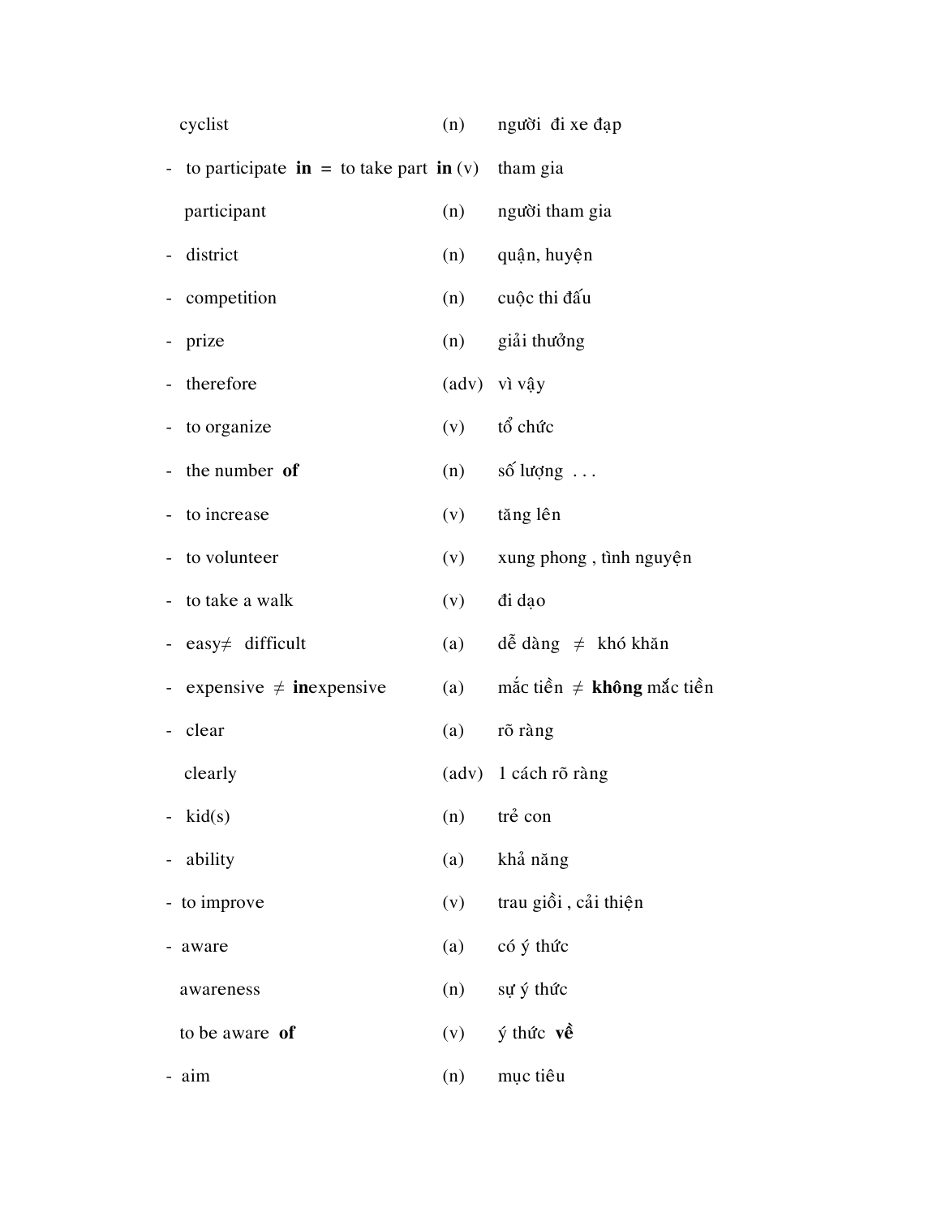| | | |
|---|---|---|
| cyclist | (n) | người đi xe đạp |
| - to participate **in** = to take part **in** | (v) | tham gia |
| participant | (n) | người tham gia |
| - district | (n) | quận, huyện |
| - competition | (n) | cuộc thi đấu |
| - prize | (n) | giải thưởng |
| - therefore | (adv) | vì vậy |
| - to organize | (v) | tổ chức |
| - the number **of** | (n) | số lượng . . . |
| - to increase | (v) | tăng lên |
| - to volunteer | (v) | xung phong , tình nguyện |
| - to take a walk | (v) | đi dạo |
| - easy ≠ difficult | (a) | dễ dàng ≠ khó khăn |
| - expensive ≠ **in**expensive | (a) | mắc tiền ≠ **không** mắc tiền |
| - clear | (a) | rõ ràng |
| clearly | (adv) | 1 cách rõ ràng |
| - kid(s) | (n) | trẻ con |
| - ability | (a) | khả năng |
| - to improve | (v) | trau giồi , cải thiện |
| - aware | (a) | có ý thức |
| awareness | (n) | sự ý thức |
| to be aware **of** | (v) | ý thức **về** |
| - aim | (n) | mục tiêu |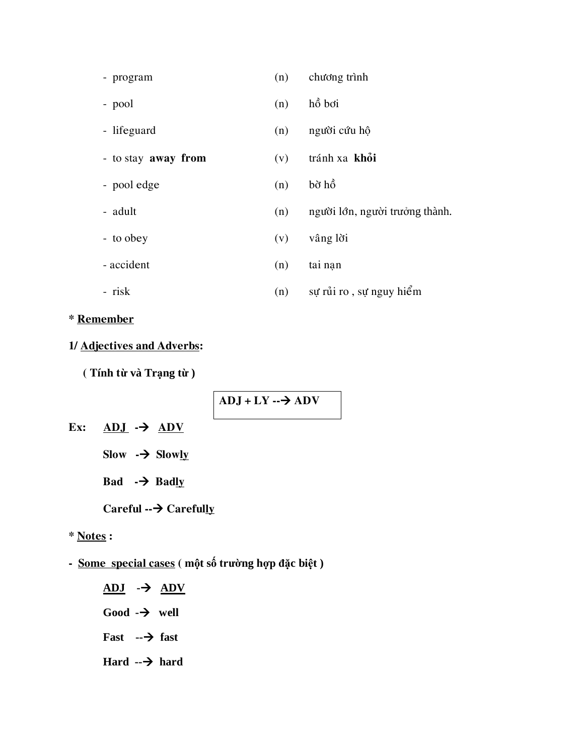- program (n) chương trình
- pool (n) hồ bơi
- lifeguard (n) người cứu hộ
- to stay **away from** (v) tránh xa **khỏi**
- pool edge (n) bờ hồ
- adult (n) người lớn, người trưởng thành.
- to obey (v) vâng lời
- accident (n) tai nạn
- risk (n) sự rủi ro , sự nguy hiểm

**\* <u>Remember</u>**

**1/ <u>Adjectives and Adverbs</u>:**

**( Tính từ và Trạng từ )**

**ADJ + LY --> ADV**

**Ex:** **<u>ADJ</u> -> <u>ADV</u>**

**Slow -> Slow<u>ly</u>**

**Bad -> Bad<u>ly</u>**

**Careful --> Careful<u>ly</u>**

**\* <u>Notes</u> :**

**- <u>Some special cases</u> ( một số trường hợp đặc biệt )**

**<u>ADJ</u> -> <u>ADV</u>**

**Good -> well**

**Fast --> fast**

**Hard --> hard**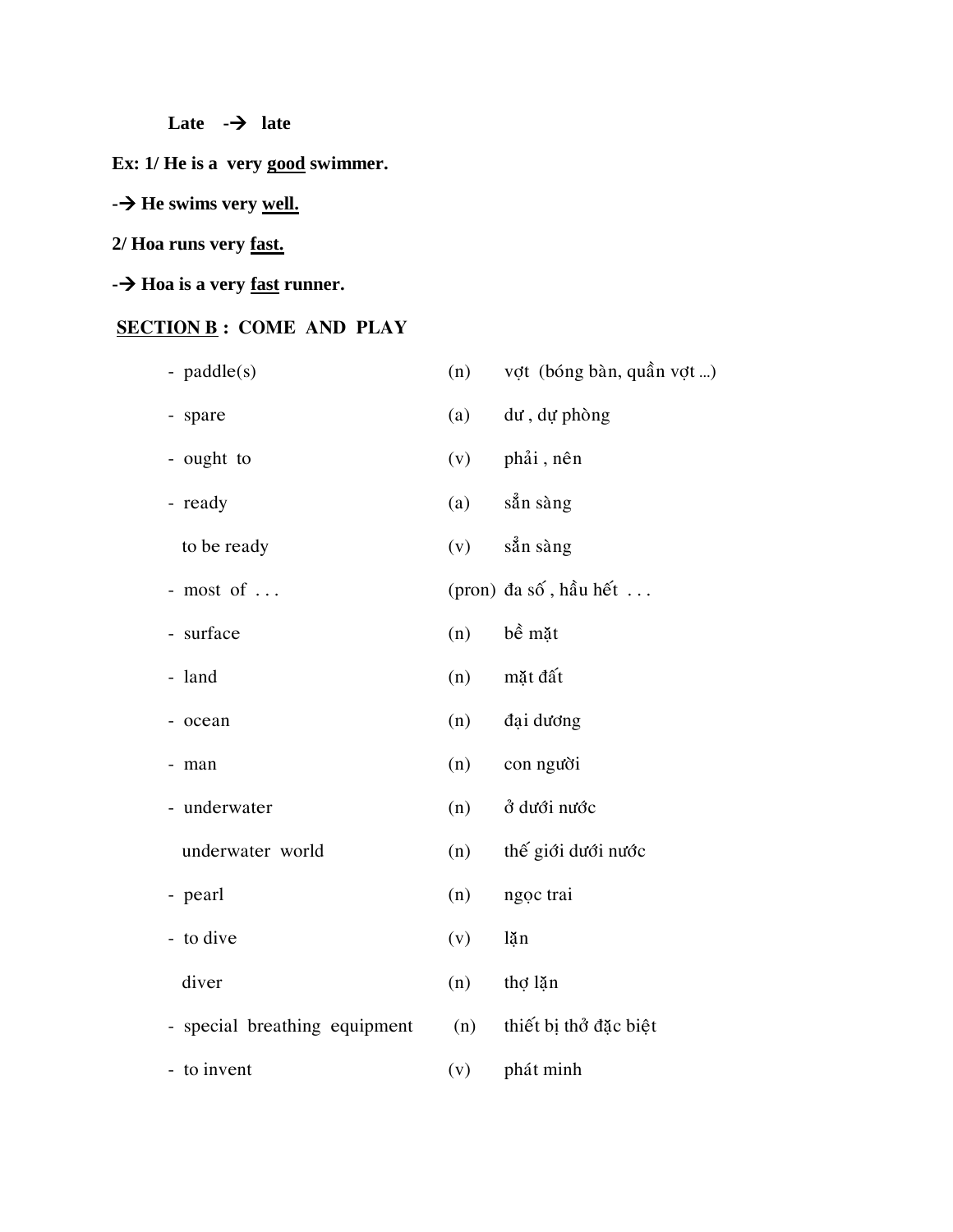**Late -→ late**

**Ex: 1/ He is a very <u>good</u> swimmer.**

**-→ He swims very <u>well.</u>**

**2/ Hoa runs very <u>fast.</u>**

**-→ Hoa is a very <u>fast</u> runner.**

## <u>SECTION B</u> : COME AND PLAY

| | | |
|---|---|---|
| - paddle(s) | (n) | vợt (bóng bàn, quần vợt ...) |
| - spare | (a) | dư , dự phòng |
| - ought to | (v) | phải , nên |
| - ready | (a) | sẵn sàng |
| to be ready | (v) | sẵn sàng |
| - most of . . . | (pron) | đa số , hầu hết . . . |
| - surface | (n) | bề mặt |
| - land | (n) | mặt đất |
| - ocean | (n) | đại dương |
| - man | (n) | con người |
| - underwater | (n) | ở dưới nước |
| underwater world | (n) | thế giới dưới nước |
| - pearl | (n) | ngọc trai |
| - to dive | (v) | lặn |
| diver | (n) | thợ lặn |
| - special breathing equipment | (n) | thiết bị thở đặc biệt |
| - to invent | (v) | phát minh |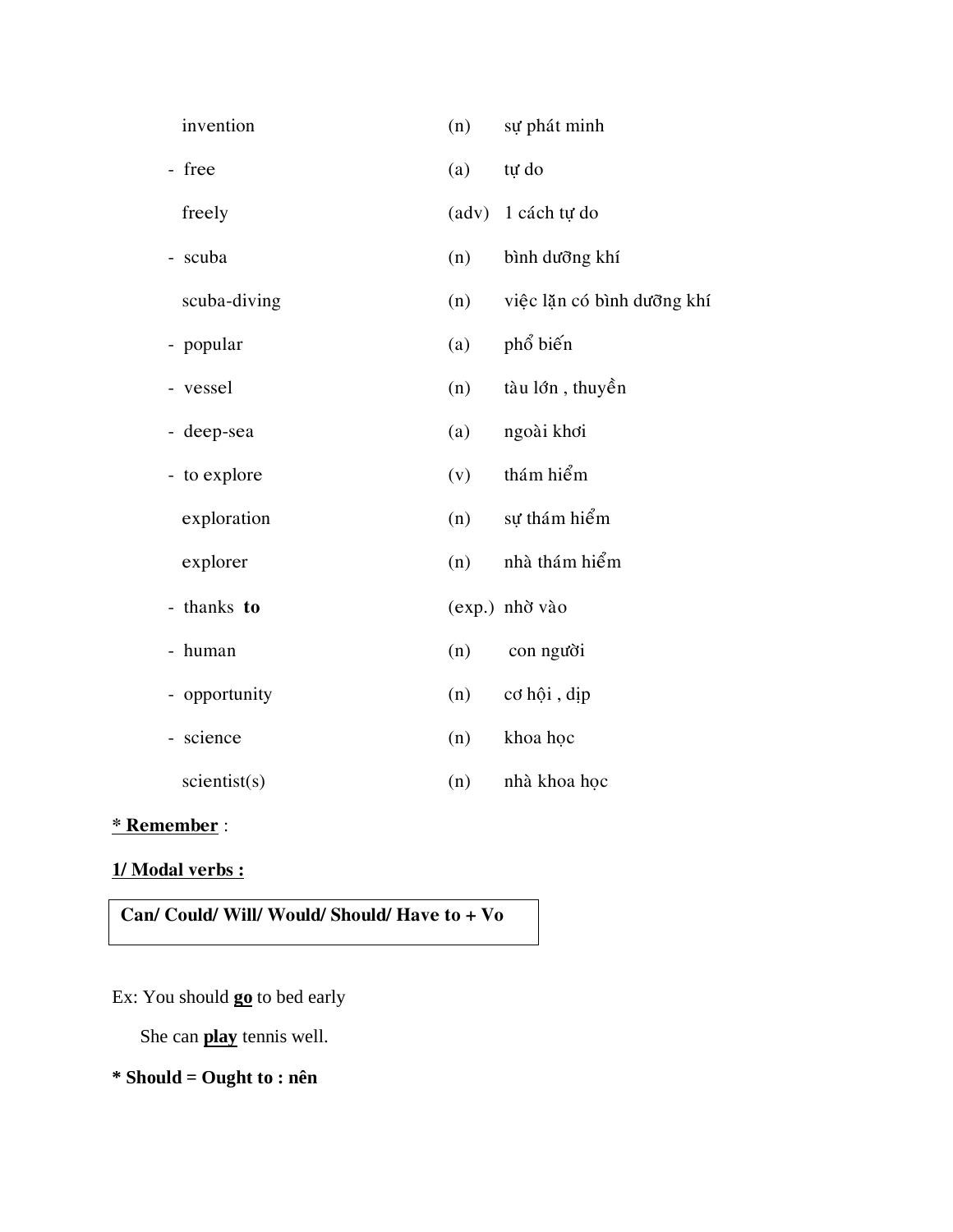| | | |
|---|---|---|
| invention | (n) | sự phát minh |
| - free | (a) | tự do |
| freely | (adv) | 1 cách tự do |
| - scuba | (n) | bình dưỡng khí |
| scuba-diving | (n) | việc lặn có bình dưỡng khí |
| - popular | (a) | phổ biến |
| - vessel | (n) | tàu lớn , thuyền |
| - deep-sea | (a) | ngoài khơi |
| - to explore | (v) | thám hiểm |
| exploration | (n) | sự thám hiểm |
| explorer | (n) | nhà thám hiểm |
| - thanks **to** | (exp.) | nhờ vào |
| - human | (n) | con người |
| - opportunity | (n) | cơ hội , dịp |
| - science | (n) | khoa học |
| scientist(s) | (n) | nhà khoa học |

**<u>* Remember</u>** :

**<u>1/ Modal verbs :</u>**

**Can/ Could/ Will/ Would/ Should/ Have to + Vo**

Ex: You should **<u>go</u>** to bed early

She can **<u>play</u>** tennis well.

**\* Should = Ought to : nên**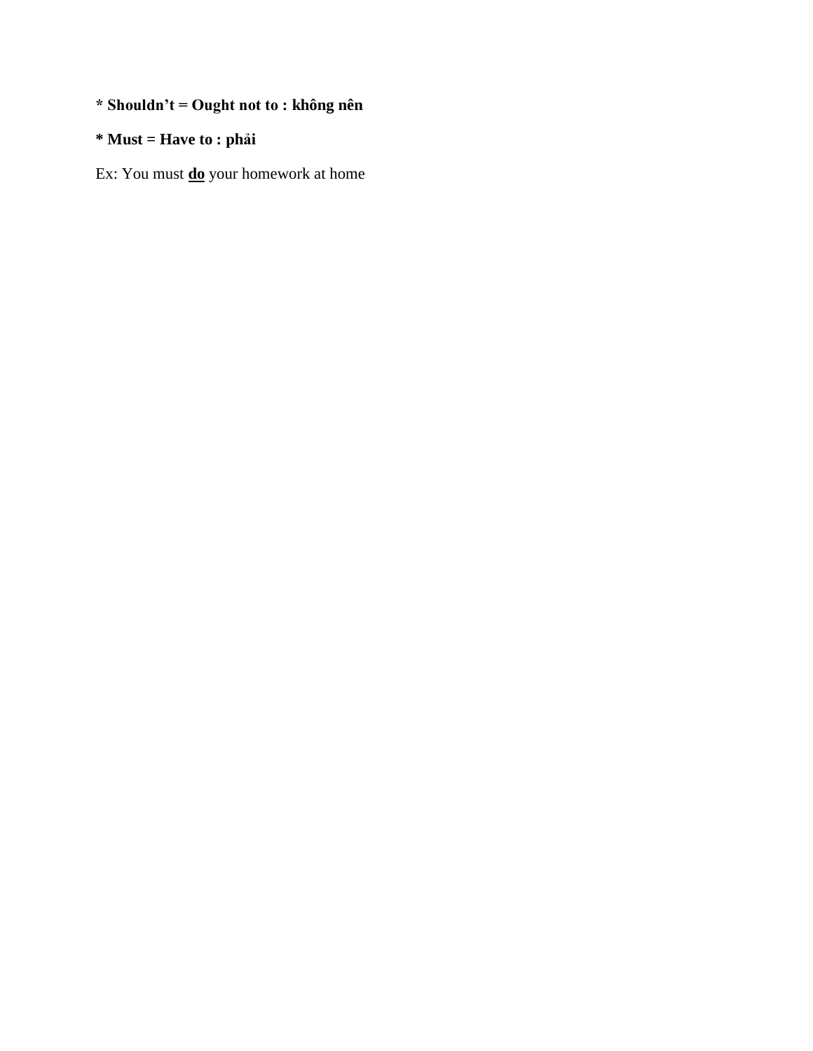**\* Shouldn’t = Ought not to : không nên**

**\* Must = Have to : phải**

Ex: You must <u>**do**</u> your homework at home